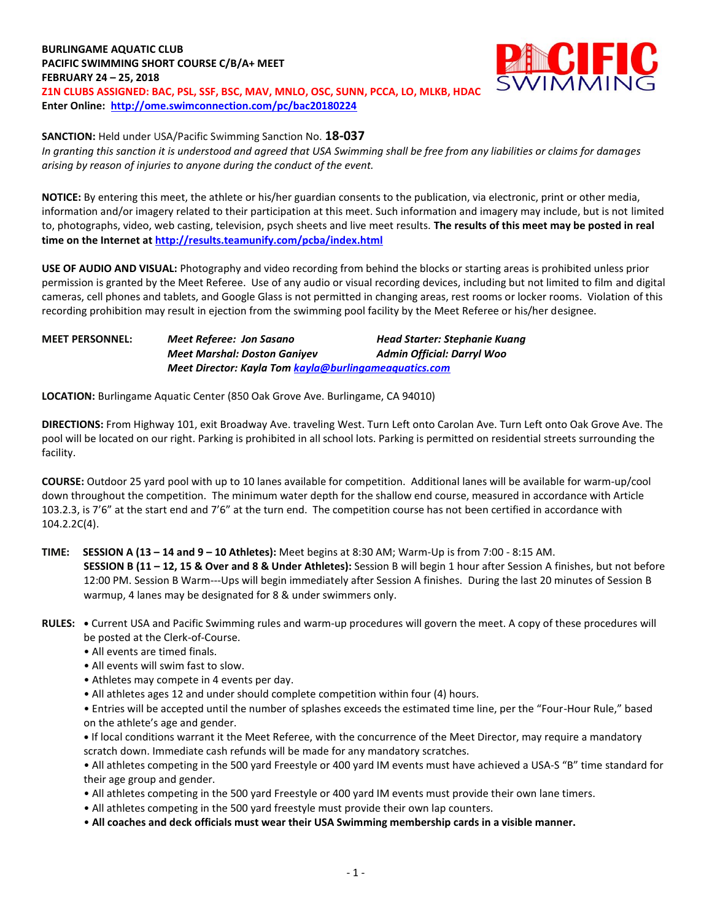**BURLINGAME AQUATIC CLUB**
**PACIFIC SWIMMING SHORT COURSE C/B/A+ MEET**
**FEBRUARY 24 – 25, 2018**
**Z1N CLUBS ASSIGNED: BAC, PSL, SSF, BSC, MAV, MNLO, OSC, SUNN, PCCA, LO, MLKB, HDAC**
**Enter Online: http://ome.swimconnection.com/pc/bac20180224**

**SANCTION:** Held under USA/Pacific Swimming Sanction No. **18-037**
*In granting this sanction it is understood and agreed that USA Swimming shall be free from any liabilities or claims for damages arising by reason of injuries to anyone during the conduct of the event.*

**NOTICE:** By entering this meet, the athlete or his/her guardian consents to the publication, via electronic, print or other media, information and/or imagery related to their participation at this meet. Such information and imagery may include, but is not limited to, photographs, video, web casting, television, psych sheets and live meet results. **The results of this meet may be posted in real time on the Internet at http://results.teamunify.com/pcba/index.html**

**USE OF AUDIO AND VISUAL:** Photography and video recording from behind the blocks or starting areas is prohibited unless prior permission is granted by the Meet Referee. Use of any audio or visual recording devices, including but not limited to film and digital cameras, cell phones and tablets, and Google Glass is not permitted in changing areas, rest rooms or locker rooms. Violation of this recording prohibition may result in ejection from the swimming pool facility by the Meet Referee or his/her designee.

**MEET PERSONNEL:**
*Meet Referee: Jon Sasano* — *Head Starter: Stephanie Kuang*
*Meet Marshal: Doston Ganiyev* — *Admin Official: Darryl Woo*
*Meet Director: Kayla Tom kayla@burlingameaquatics.com*

**LOCATION:** Burlingame Aquatic Center (850 Oak Grove Ave. Burlingame, CA 94010)

**DIRECTIONS:** From Highway 101, exit Broadway Ave. traveling West. Turn Left onto Carolan Ave. Turn Left onto Oak Grove Ave. The pool will be located on our right. Parking is prohibited in all school lots. Parking is permitted on residential streets surrounding the facility.

**COURSE:** Outdoor 25 yard pool with up to 10 lanes available for competition. Additional lanes will be available for warm-up/cool down throughout the competition. The minimum water depth for the shallow end course, measured in accordance with Article 103.2.3, is 7'6" at the start end and 7'6" at the turn end. The competition course has not been certified in accordance with 104.2.2C(4).

**TIME:** **SESSION A (13 – 14 and 9 – 10 Athletes):** Meet begins at 8:30 AM; Warm-Up is from 7:00 - 8:15 AM.
**SESSION B (11 – 12, 15 & Over and 8 & Under Athletes):** Session B will begin 1 hour after Session A finishes, but not before 12:00 PM. Session B Warm---Ups will begin immediately after Session A finishes. During the last 20 minutes of Session B warmup, 4 lanes may be designated for 8 & under swimmers only.

**RULES:**
- Current USA and Pacific Swimming rules and warm-up procedures will govern the meet. A copy of these procedures will be posted at the Clerk-of-Course.
- All events are timed finals.
- All events will swim fast to slow.
- Athletes may compete in 4 events per day.
- All athletes ages 12 and under should complete competition within four (4) hours.
- Entries will be accepted until the number of splashes exceeds the estimated time line, per the "Four-Hour Rule," based on the athlete's age and gender.
- If local conditions warrant it the Meet Referee, with the concurrence of the Meet Director, may require a mandatory scratch down. Immediate cash refunds will be made for any mandatory scratches.
- All athletes competing in the 500 yard Freestyle or 400 yard IM events must have achieved a USA-S "B" time standard for their age group and gender.
- All athletes competing in the 500 yard Freestyle or 400 yard IM events must provide their own lane timers.
- All athletes competing in the 500 yard freestyle must provide their own lap counters.
- **All coaches and deck officials must wear their USA Swimming membership cards in a visible manner.**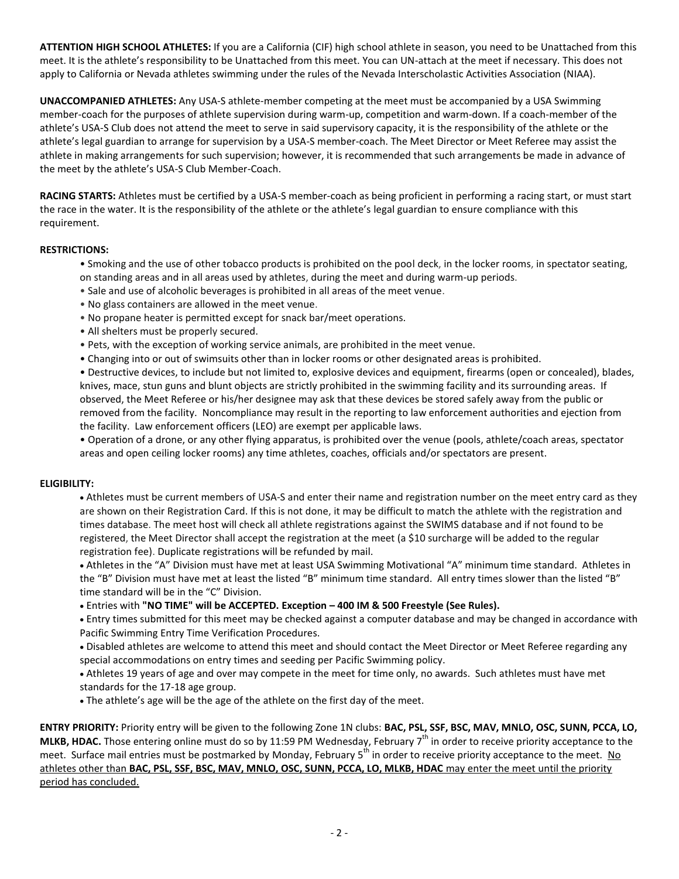**ATTENTION HIGH SCHOOL ATHLETES:** If you are a California (CIF) high school athlete in season, you need to be Unattached from this meet. It is the athlete's responsibility to be Unattached from this meet. You can UN-attach at the meet if necessary. This does not apply to California or Nevada athletes swimming under the rules of the Nevada Interscholastic Activities Association (NIAA).

**UNACCOMPANIED ATHLETES:** Any USA-S athlete-member competing at the meet must be accompanied by a USA Swimming member-coach for the purposes of athlete supervision during warm-up, competition and warm-down. If a coach-member of the athlete's USA-S Club does not attend the meet to serve in said supervisory capacity, it is the responsibility of the athlete or the athlete's legal guardian to arrange for supervision by a USA-S member-coach. The Meet Director or Meet Referee may assist the athlete in making arrangements for such supervision; however, it is recommended that such arrangements be made in advance of the meet by the athlete's USA-S Club Member-Coach.

**RACING STARTS:** Athletes must be certified by a USA-S member-coach as being proficient in performing a racing start, or must start the race in the water. It is the responsibility of the athlete or the athlete's legal guardian to ensure compliance with this requirement.

**RESTRICTIONS:**

- Smoking and the use of other tobacco products is prohibited on the pool deck, in the locker rooms, in spectator seating, on standing areas and in all areas used by athletes, during the meet and during warm-up periods.
- Sale and use of alcoholic beverages is prohibited in all areas of the meet venue.
- No glass containers are allowed in the meet venue.
- No propane heater is permitted except for snack bar/meet operations.
- All shelters must be properly secured.
- Pets, with the exception of working service animals, are prohibited in the meet venue.
- Changing into or out of swimsuits other than in locker rooms or other designated areas is prohibited.
- Destructive devices, to include but not limited to, explosive devices and equipment, firearms (open or concealed), blades, knives, mace, stun guns and blunt objects are strictly prohibited in the swimming facility and its surrounding areas. If observed, the Meet Referee or his/her designee may ask that these devices be stored safely away from the public or removed from the facility. Noncompliance may result in the reporting to law enforcement authorities and ejection from the facility. Law enforcement officers (LEO) are exempt per applicable laws.
- Operation of a drone, or any other flying apparatus, is prohibited over the venue (pools, athlete/coach areas, spectator areas and open ceiling locker rooms) any time athletes, coaches, officials and/or spectators are present.

**ELIGIBILITY:**

- Athletes must be current members of USA-S and enter their name and registration number on the meet entry card as they are shown on their Registration Card. If this is not done, it may be difficult to match the athlete with the registration and times database. The meet host will check all athlete registrations against the SWIMS database and if not found to be registered, the Meet Director shall accept the registration at the meet (a $10 surcharge will be added to the regular registration fee). Duplicate registrations will be refunded by mail.
- Athletes in the "A" Division must have met at least USA Swimming Motivational "A" minimum time standard. Athletes in the "B" Division must have met at least the listed "B" minimum time standard. All entry times slower than the listed "B" time standard will be in the "C" Division.
- Entries with **"NO TIME" will be ACCEPTED. Exception – 400 IM & 500 Freestyle (See Rules).**
- Entry times submitted for this meet may be checked against a computer database and may be changed in accordance with Pacific Swimming Entry Time Verification Procedures.
- Disabled athletes are welcome to attend this meet and should contact the Meet Director or Meet Referee regarding any special accommodations on entry times and seeding per Pacific Swimming policy.
- Athletes 19 years of age and over may compete in the meet for time only, no awards. Such athletes must have met standards for the 17-18 age group.
- The athlete's age will be the age of the athlete on the first day of the meet.

**ENTRY PRIORITY:** Priority entry will be given to the following Zone 1N clubs: **BAC, PSL, SSF, BSC, MAV, MNLO, OSC, SUNN, PCCA, LO, MLKB, HDAC.** Those entering online must do so by 11:59 PM Wednesday, February 7th in order to receive priority acceptance to the meet. Surface mail entries must be postmarked by Monday, February 5th in order to receive priority acceptance to the meet. No athletes other than **BAC, PSL, SSF, BSC, MAV, MNLO, OSC, SUNN, PCCA, LO, MLKB, HDAC** may enter the meet until the priority period has concluded.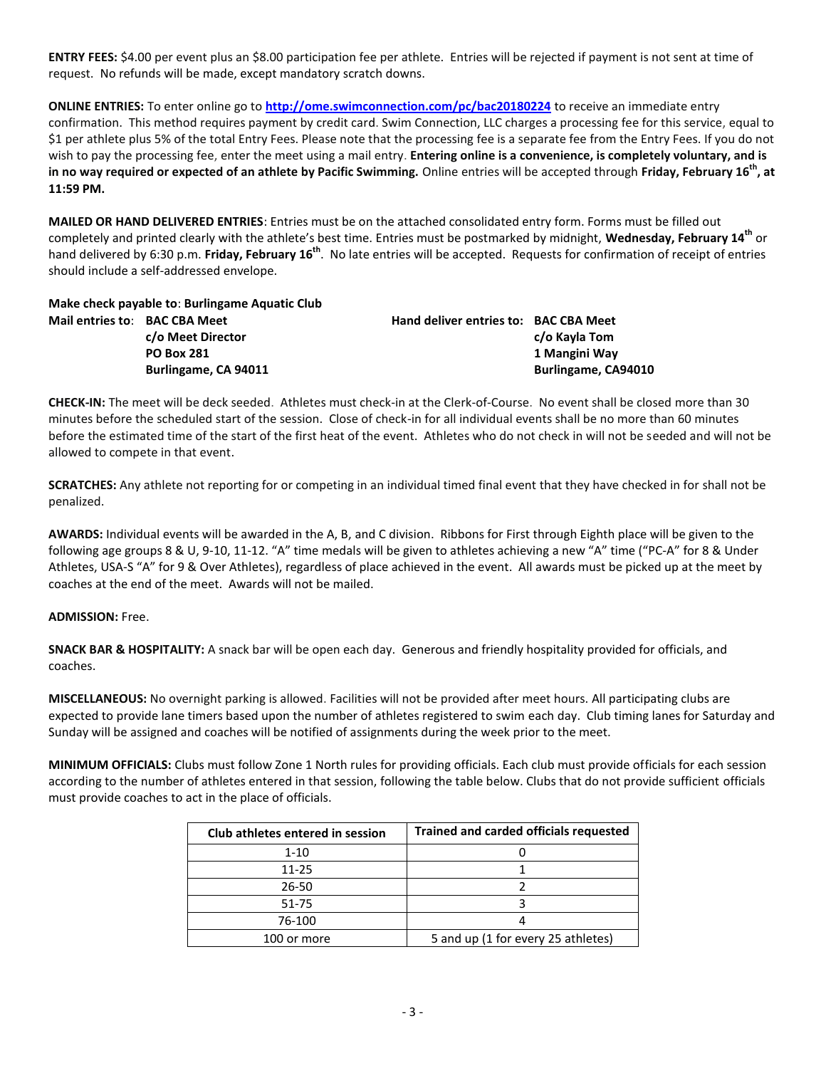**ENTRY FEES:** $4.00 per event plus an $8.00 participation fee per athlete. Entries will be rejected if payment is not sent at time of request. No refunds will be made, except mandatory scratch downs.

**ONLINE ENTRIES:** To enter online go to **http://ome.swimconnection.com/pc/bac20180224** to receive an immediate entry confirmation. This method requires payment by credit card. Swim Connection, LLC charges a processing fee for this service, equal to $1 per athlete plus 5% of the total Entry Fees. Please note that the processing fee is a separate fee from the Entry Fees. If you do not wish to pay the processing fee, enter the meet using a mail entry. **Entering online is a convenience, is completely voluntary, and is in no way required or expected of an athlete by Pacific Swimming.** Online entries will be accepted through **Friday, February 16th, at 11:59 PM.**

**MAILED OR HAND DELIVERED ENTRIES**: Entries must be on the attached consolidated entry form. Forms must be filled out completely and printed clearly with the athlete's best time. Entries must be postmarked by midnight, **Wednesday, February 14th** or hand delivered by 6:30 p.m. **Friday, February 16th**. No late entries will be accepted. Requests for confirmation of receipt of entries should include a self-addressed envelope.

**Make check payable to**: **Burlingame Aquatic Club**

**Mail entries to**: **BAC CBA Meet**
**c/o Meet Director**
**PO Box 281**
**Burlingame, CA 94011**

**Hand deliver entries to: BAC CBA Meet**
**c/o Kayla Tom**
**1 Mangini Way**
**Burlingame, CA94010**

**CHECK-IN:** The meet will be deck seeded. Athletes must check-in at the Clerk-of-Course. No event shall be closed more than 30 minutes before the scheduled start of the session. Close of check-in for all individual events shall be no more than 60 minutes before the estimated time of the start of the first heat of the event. Athletes who do not check in will not be seeded and will not be allowed to compete in that event.

**SCRATCHES:** Any athlete not reporting for or competing in an individual timed final event that they have checked in for shall not be penalized.

**AWARDS:** Individual events will be awarded in the A, B, and C division. Ribbons for First through Eighth place will be given to the following age groups 8 & U, 9-10, 11-12. "A" time medals will be given to athletes achieving a new "A" time ("PC-A" for 8 & Under Athletes, USA-S "A" for 9 & Over Athletes), regardless of place achieved in the event. All awards must be picked up at the meet by coaches at the end of the meet. Awards will not be mailed.

**ADMISSION:** Free.

**SNACK BAR & HOSPITALITY:** A snack bar will be open each day. Generous and friendly hospitality provided for officials, and coaches.

**MISCELLANEOUS:** No overnight parking is allowed. Facilities will not be provided after meet hours. All participating clubs are expected to provide lane timers based upon the number of athletes registered to swim each day. Club timing lanes for Saturday and Sunday will be assigned and coaches will be notified of assignments during the week prior to the meet.

**MINIMUM OFFICIALS:** Clubs must follow Zone 1 North rules for providing officials. Each club must provide officials for each session according to the number of athletes entered in that session, following the table below. Clubs that do not provide sufficient officials must provide coaches to act in the place of officials.

| Club athletes entered in session | Trained and carded officials requested |
|---|---|
| 1-10 | 0 |
| 11-25 | 1 |
| 26-50 | 2 |
| 51-75 | 3 |
| 76-100 | 4 |
| 100 or more | 5 and up (1 for every 25 athletes) |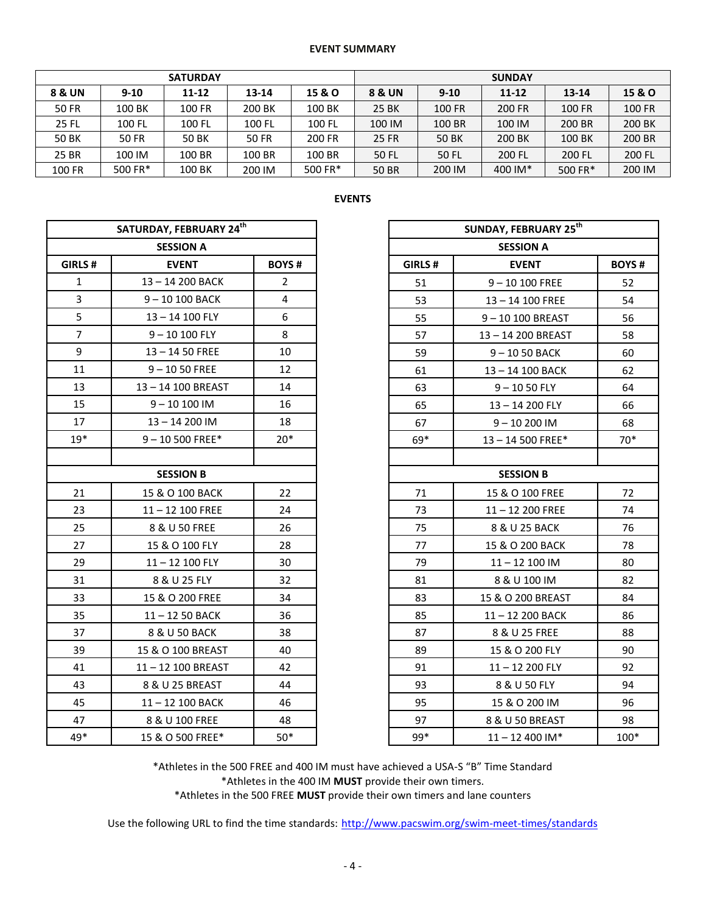**EVENT SUMMARY**

| SATURDAY | | | | | SUNDAY | | | | |
|---|---|---|---|---|---|---|---|---|---|
| **8 & UN** | **9-10** | **11-12** | **13-14** | **15 & O** | **8 & UN** | **9-10** | **11-12** | **13-14** | **15 & O** |
| 50 FR | 100 BK | 100 FR | 200 BK | 100 BK | 25 BK | 100 FR | 200 FR | 100 FR | 100 FR |
| 25 FL | 100 FL | 100 FL | 100 FL | 100 FL | 100 IM | 100 BR | 100 IM | 200 BR | 200 BK |
| 50 BK | 50 FR | 50 BK | 50 FR | 200 FR | 25 FR | 50 BK | 200 BK | 100 BK | 200 BR |
| 25 BR | 100 IM | 100 BR | 100 BR | 100 BR | 50 FL | 50 FL | 200 FL | 200 FL | 200 FL |
| 100 FR | 500 FR* | 100 BK | 200 IM | 500 FR* | 50 BR | 200 IM | 400 IM* | 500 FR* | 200 IM |

**EVENTS**

| SATURDAY, FEBRUARY 24th | | |
|---|---|---|
| **SESSION A** | | |
| **GIRLS #** | **EVENT** | **BOYS #** |
| 1 | 13 – 14 200 BACK | 2 |
| 3 | 9 – 10 100 BACK | 4 |
| 5 | 13 – 14 100 FLY | 6 |
| 7 | 9 – 10 100 FLY | 8 |
| 9 | 13 – 14 50 FREE | 10 |
| 11 | 9 – 10 50 FREE | 12 |
| 13 | 13 – 14 100 BREAST | 14 |
| 15 | 9 – 10 100 IM | 16 |
| 17 | 13 – 14 200 IM | 18 |
| 19* | 9 – 10 500 FREE* | 20* |
| | | |
| **SESSION B** | | |
| 21 | 15 & O 100 BACK | 22 |
| 23 | 11 – 12 100 FREE | 24 |
| 25 | 8 & U 50 FREE | 26 |
| 27 | 15 & O 100 FLY | 28 |
| 29 | 11 – 12 100 FLY | 30 |
| 31 | 8 & U 25 FLY | 32 |
| 33 | 15 & O 200 FREE | 34 |
| 35 | 11 – 12 50 BACK | 36 |
| 37 | 8 & U 50 BACK | 38 |
| 39 | 15 & O 100 BREAST | 40 |
| 41 | 11 – 12 100 BREAST | 42 |
| 43 | 8 & U 25 BREAST | 44 |
| 45 | 11 – 12 100 BACK | 46 |
| 47 | 8 & U 100 FREE | 48 |
| 49* | 15 & O 500 FREE* | 50* |

| SUNDAY, FEBRUARY 25th | | |
|---|---|---|
| **SESSION A** | | |
| **GIRLS #** | **EVENT** | **BOYS #** |
| 51 | 9 – 10 100 FREE | 52 |
| 53 | 13 – 14 100 FREE | 54 |
| 55 | 9 – 10 100 BREAST | 56 |
| 57 | 13 – 14 200 BREAST | 58 |
| 59 | 9 – 10 50 BACK | 60 |
| 61 | 13 – 14 100 BACK | 62 |
| 63 | 9 – 10 50 FLY | 64 |
| 65 | 13 – 14 200 FLY | 66 |
| 67 | 9 – 10 200 IM | 68 |
| 69* | 13 – 14 500 FREE* | 70* |
| | | |
| **SESSION B** | | |
| 71 | 15 & O 100 FREE | 72 |
| 73 | 11 – 12 200 FREE | 74 |
| 75 | 8 & U 25 BACK | 76 |
| 77 | 15 & O 200 BACK | 78 |
| 79 | 11 – 12 100 IM | 80 |
| 81 | 8 & U 100 IM | 82 |
| 83 | 15 & O 200 BREAST | 84 |
| 85 | 11 – 12 200 BACK | 86 |
| 87 | 8 & U 25 FREE | 88 |
| 89 | 15 & O 200 FLY | 90 |
| 91 | 11 – 12 200 FLY | 92 |
| 93 | 8 & U 50 FLY | 94 |
| 95 | 15 & O 200 IM | 96 |
| 97 | 8 & U 50 BREAST | 98 |
| 99* | 11 – 12 400 IM* | 100* |

*Athletes in the 500 FREE and 400 IM must have achieved a USA-S "B" Time Standard
*Athletes in the 400 IM **MUST** provide their own timers.
*Athletes in the 500 FREE **MUST** provide their own timers and lane counters

Use the following URL to find the time standards: http://www.pacswim.org/swim-meet-times/standards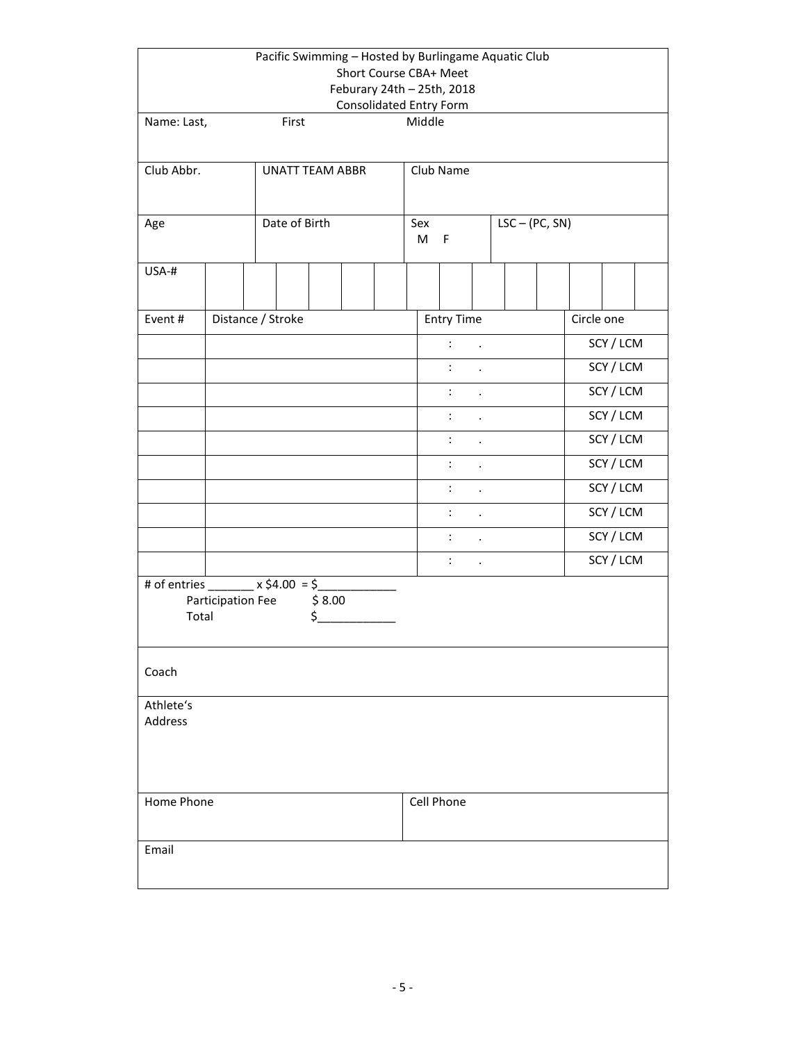Pacific Swimming – Hosted by Burlingame Aquatic Club
Short Course CBA+ Meet
Feburary 24th – 25th, 2018
Consolidated Entry Form

| Name: Last, | First | Middle |
|---|---|---|
| | | |

| Club Abbr. | UNATT TEAM ABBR | Club Name |
|---|---|---|
| | | |

| Age | Date of Birth | Sex M F | LSC – (PC, SN) |
|---|---|---|---|
| | | | |

| USA-# | | | | | | | | | | | | | | |
|---|---|---|---|---|---|---|---|---|---|---|---|---|---|---|
| | | | | | | | | | | | | | | |

| Event # | Distance / Stroke | Entry Time | Circle one |
|---|---|---|---|
| | | : . | SCY / LCM |
| | | : . | SCY / LCM |
| | | : . | SCY / LCM |
| | | : . | SCY / LCM |
| | | : . | SCY / LCM |
| | | : . | SCY / LCM |
| | | : . | SCY / LCM |
| | | : . | SCY / LCM |
| | | : . | SCY / LCM |
| | | : . | SCY / LCM |

# of entries _______ x $4.00 = $____________
Participation Fee $ 8.00
Total $____________

Coach

Athlete's Address

| Home Phone | Cell Phone |
|---|---|
| | |

Email